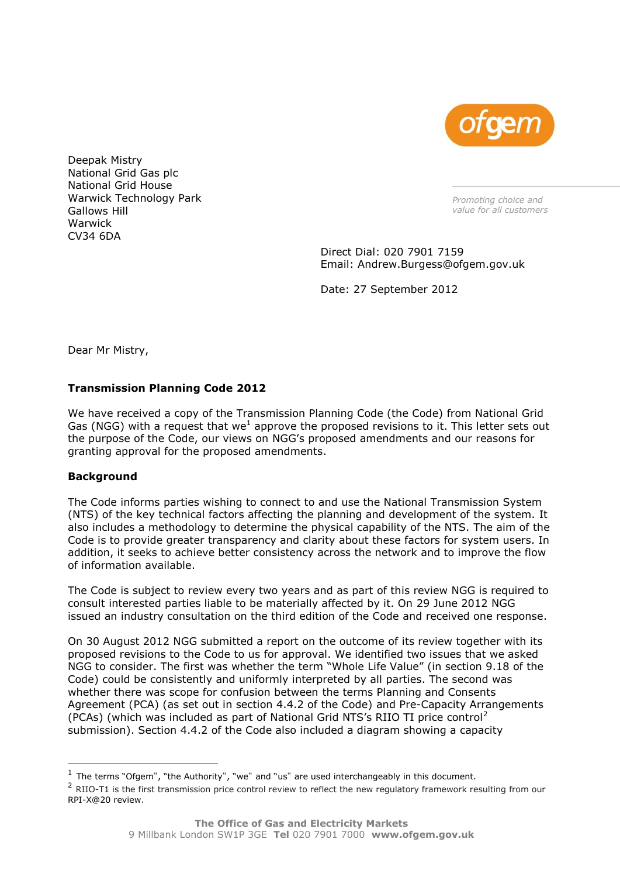Deepak Mistry
National Grid Gas plc
National Grid House
Warwick Technology Park
Gallows Hill
Warwick
CV34 6DA

*Promoting choice and value for all customers*

Direct Dial: 020 7901 7159
Email: Andrew.Burgess@ofgem.gov.uk

Date: 27 September 2012

Dear Mr Mistry,

**Transmission Planning Code 2012**

We have received a copy of the Transmission Planning Code (the Code) from National Grid Gas (NGG) with a request that we[1] approve the proposed revisions to it. This letter sets out the purpose of the Code, our views on NGG's proposed amendments and our reasons for granting approval for the proposed amendments.

**Background**

The Code informs parties wishing to connect to and use the National Transmission System (NTS) of the key technical factors affecting the planning and development of the system. It also includes a methodology to determine the physical capability of the NTS. The aim of the Code is to provide greater transparency and clarity about these factors for system users. In addition, it seeks to achieve better consistency across the network and to improve the flow of information available.

The Code is subject to review every two years and as part of this review NGG is required to consult interested parties liable to be materially affected by it. On 29 June 2012 NGG issued an industry consultation on the third edition of the Code and received one response.

On 30 August 2012 NGG submitted a report on the outcome of its review together with its proposed revisions to the Code to us for approval. We identified two issues that we asked NGG to consider. The first was whether the term "Whole Life Value" (in section 9.18 of the Code) could be consistently and uniformly interpreted by all parties. The second was whether there was scope for confusion between the terms Planning and Consents Agreement (PCA) (as set out in section 4.4.2 of the Code) and Pre-Capacity Arrangements (PCAs) (which was included as part of National Grid NTS's RIIO TI price control[2] submission). Section 4.4.2 of the Code also included a diagram showing a capacity

[1] The terms "Ofgem", "the Authority", "we" and "us" are used interchangeably in this document.

[2] RIIO-T1 is the first transmission price control review to reflect the new regulatory framework resulting from our RPI-X@20 review.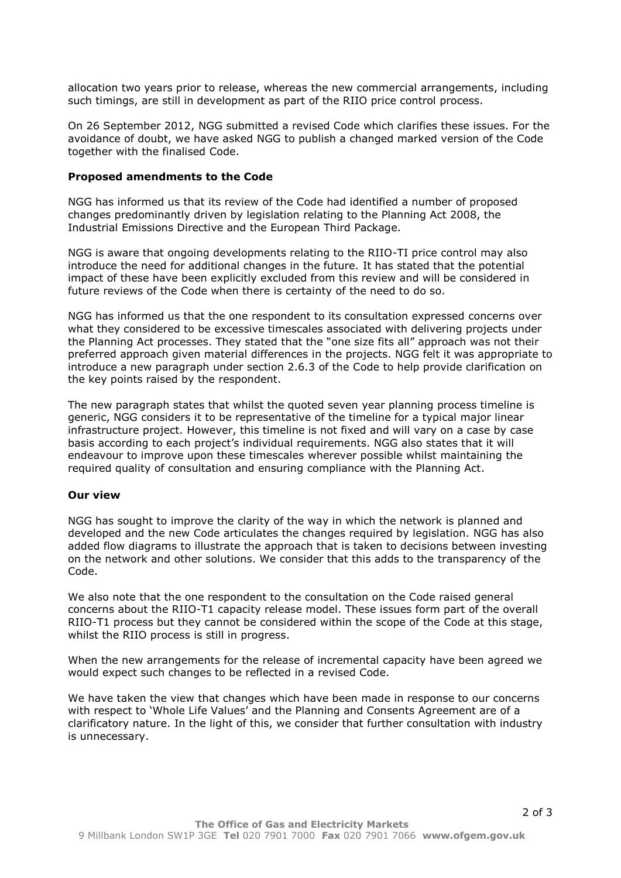allocation two years prior to release, whereas the new commercial arrangements, including such timings, are still in development as part of the RIIO price control process.

On 26 September 2012, NGG submitted a revised Code which clarifies these issues. For the avoidance of doubt, we have asked NGG to publish a changed marked version of the Code together with the finalised Code.

**Proposed amendments to the Code**

NGG has informed us that its review of the Code had identified a number of proposed changes predominantly driven by legislation relating to the Planning Act 2008, the Industrial Emissions Directive and the European Third Package.

NGG is aware that ongoing developments relating to the RIIO-TI price control may also introduce the need for additional changes in the future. It has stated that the potential impact of these have been explicitly excluded from this review and will be considered in future reviews of the Code when there is certainty of the need to do so.

NGG has informed us that the one respondent to its consultation expressed concerns over what they considered to be excessive timescales associated with delivering projects under the Planning Act processes. They stated that the "one size fits all" approach was not their preferred approach given material differences in the projects. NGG felt it was appropriate to introduce a new paragraph under section 2.6.3 of the Code to help provide clarification on the key points raised by the respondent.

The new paragraph states that whilst the quoted seven year planning process timeline is generic, NGG considers it to be representative of the timeline for a typical major linear infrastructure project. However, this timeline is not fixed and will vary on a case by case basis according to each project's individual requirements. NGG also states that it will endeavour to improve upon these timescales wherever possible whilst maintaining the required quality of consultation and ensuring compliance with the Planning Act.

**Our view**

NGG has sought to improve the clarity of the way in which the network is planned and developed and the new Code articulates the changes required by legislation. NGG has also added flow diagrams to illustrate the approach that is taken to decisions between investing on the network and other solutions. We consider that this adds to the transparency of the Code.

We also note that the one respondent to the consultation on the Code raised general concerns about the RIIO-T1 capacity release model. These issues form part of the overall RIIO-T1 process but they cannot be considered within the scope of the Code at this stage, whilst the RIIO process is still in progress.

When the new arrangements for the release of incremental capacity have been agreed we would expect such changes to be reflected in a revised Code.

We have taken the view that changes which have been made in response to our concerns with respect to 'Whole Life Values' and the Planning and Consents Agreement are of a clarificatory nature. In the light of this, we consider that further consultation with industry is unnecessary.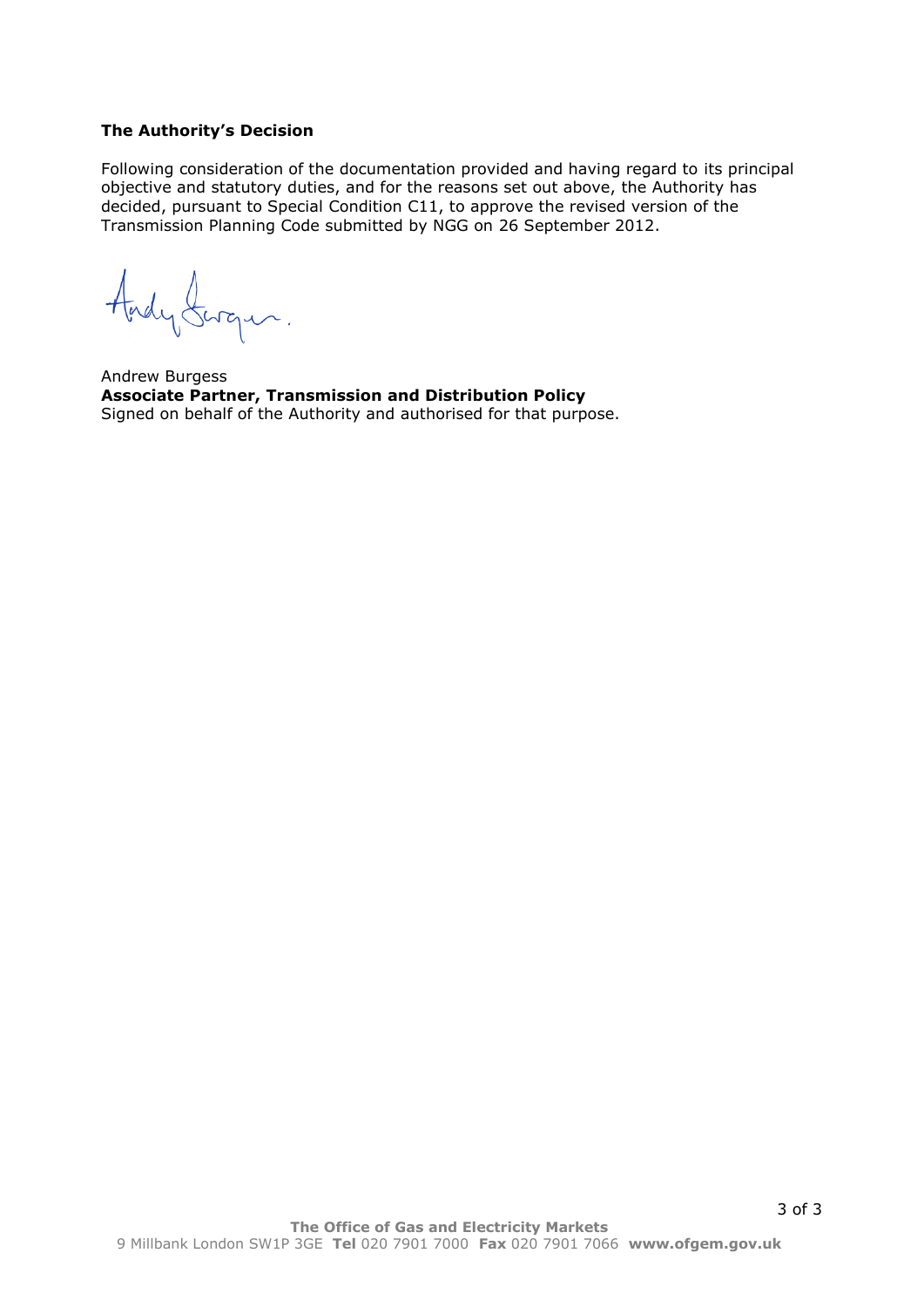**The Authority's Decision**

Following consideration of the documentation provided and having regard to its principal objective and statutory duties, and for the reasons set out above, the Authority has decided, pursuant to Special Condition C11, to approve the revised version of the Transmission Planning Code submitted by NGG on 26 September 2012.

Andrew Burgess
**Associate Partner, Transmission and Distribution Policy**
Signed on behalf of the Authority and authorised for that purpose.